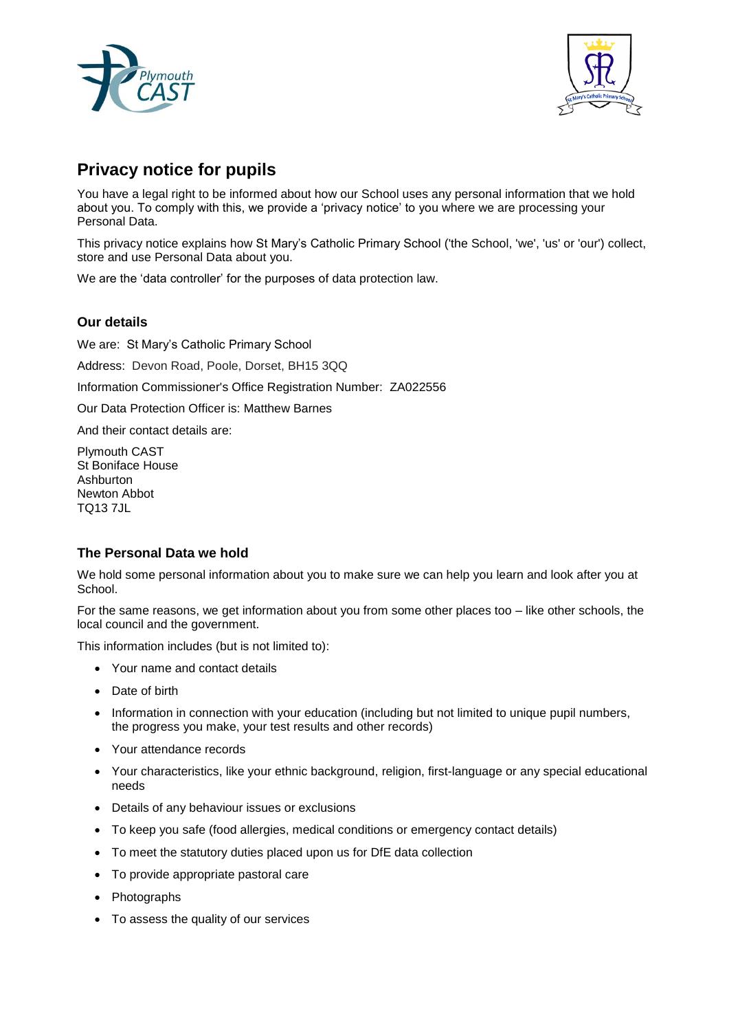## Privacy notice for pupils

You have a legal right to be informed about how our School uses any personal information that we hold about you. To comply with this, we provide a 'privacy notice' to you where we are processing your Personal Data.

This privacy notice explains how St Mary's Catholic Primary School ('the School, 'we', 'us' or 'our') collect, store and use Personal Data about you.

We are the 'data controller' for the purposes of data protection law.

### Our details

We are: St Mary's Catholic Primary School

Address: Devon Road, Poole, Dorset, BH15 3QQ

Information Commissioner's Office Registration Number: ZA022556

Our Data Protection Officer is: Matthew Barnes

And their contact details are:

Plymouth CAST
St Boniface House
Ashburton
Newton Abbot
TQ13 7JL

### The Personal Data we hold

We hold some personal information about you to make sure we can help you learn and look after you at School.

For the same reasons, we get information about you from some other places too – like other schools, the local council and the government.

This information includes (but is not limited to):

- Your name and contact details
- Date of birth
- Information in connection with your education (including but not limited to unique pupil numbers, the progress you make, your test results and other records)
- Your attendance records
- Your characteristics, like your ethnic background, religion, first-language or any special educational needs
- Details of any behaviour issues or exclusions
- To keep you safe (food allergies, medical conditions or emergency contact details)
- To meet the statutory duties placed upon us for DfE data collection
- To provide appropriate pastoral care
- Photographs
- To assess the quality of our services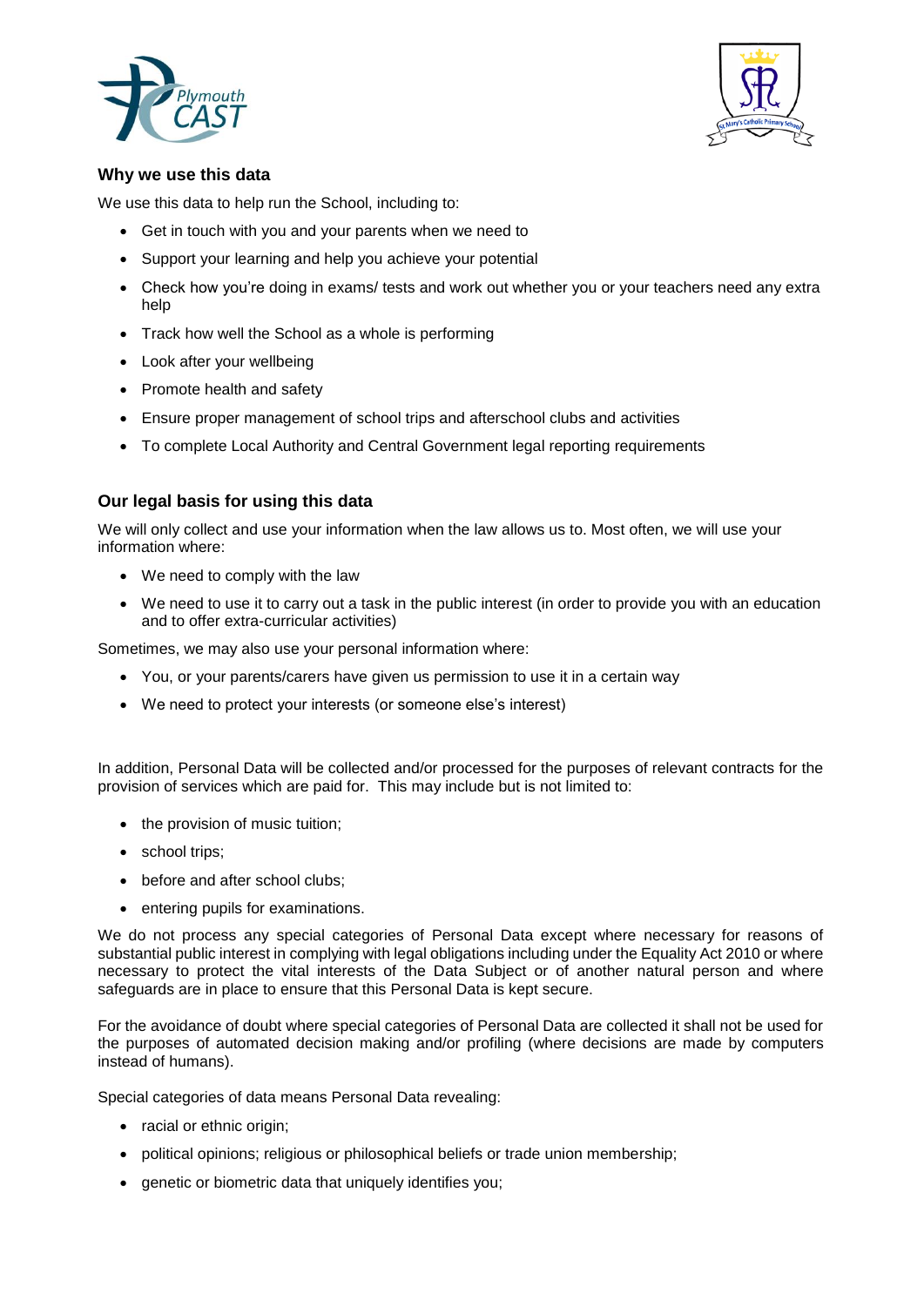## Why we use this data

We use this data to help run the School, including to:

- Get in touch with you and your parents when we need to
- Support your learning and help you achieve your potential
- Check how you're doing in exams/ tests and work out whether you or your teachers need any extra help
- Track how well the School as a whole is performing
- Look after your wellbeing
- Promote health and safety
- Ensure proper management of school trips and afterschool clubs and activities
- To complete Local Authority and Central Government legal reporting requirements

## Our legal basis for using this data

We will only collect and use your information when the law allows us to. Most often, we will use your information where:

- We need to comply with the law
- We need to use it to carry out a task in the public interest (in order to provide you with an education and to offer extra-curricular activities)

Sometimes, we may also use your personal information where:

- You, or your parents/carers have given us permission to use it in a certain way
- We need to protect your interests (or someone else's interest)

In addition, Personal Data will be collected and/or processed for the purposes of relevant contracts for the provision of services which are paid for. This may include but is not limited to:

- the provision of music tuition;
- school trips;
- before and after school clubs;
- entering pupils for examinations.

We do not process any special categories of Personal Data except where necessary for reasons of substantial public interest in complying with legal obligations including under the Equality Act 2010 or where necessary to protect the vital interests of the Data Subject or of another natural person and where safeguards are in place to ensure that this Personal Data is kept secure.

For the avoidance of doubt where special categories of Personal Data are collected it shall not be used for the purposes of automated decision making and/or profiling (where decisions are made by computers instead of humans).

Special categories of data means Personal Data revealing:

- racial or ethnic origin;
- political opinions; religious or philosophical beliefs or trade union membership;
- genetic or biometric data that uniquely identifies you;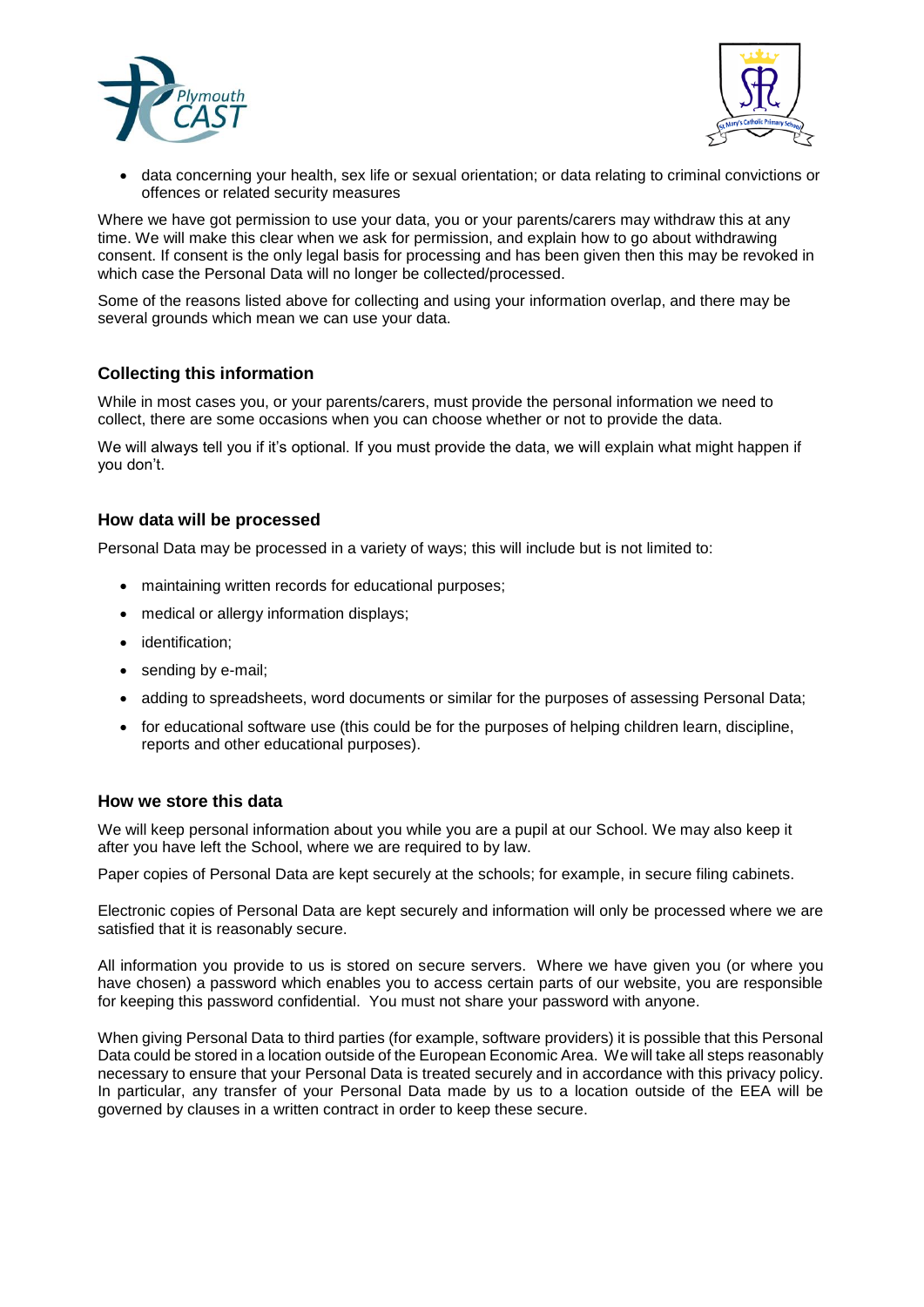- data concerning your health, sex life or sexual orientation; or data relating to criminal convictions or offences or related security measures

Where we have got permission to use your data, you or your parents/carers may withdraw this at any time. We will make this clear when we ask for permission, and explain how to go about withdrawing consent. If consent is the only legal basis for processing and has been given then this may be revoked in which case the Personal Data will no longer be collected/processed.

Some of the reasons listed above for collecting and using your information overlap, and there may be several grounds which mean we can use your data.

### Collecting this information

While in most cases you, or your parents/carers, must provide the personal information we need to collect, there are some occasions when you can choose whether or not to provide the data.

We will always tell you if it's optional. If you must provide the data, we will explain what might happen if you don't.

### How data will be processed

Personal Data may be processed in a variety of ways; this will include but is not limited to:

- maintaining written records for educational purposes;
- medical or allergy information displays;
- identification;
- sending by e-mail;
- adding to spreadsheets, word documents or similar for the purposes of assessing Personal Data;
- for educational software use (this could be for the purposes of helping children learn, discipline, reports and other educational purposes).

### How we store this data

We will keep personal information about you while you are a pupil at our School. We may also keep it after you have left the School, where we are required to by law.

Paper copies of Personal Data are kept securely at the schools; for example, in secure filing cabinets.

Electronic copies of Personal Data are kept securely and information will only be processed where we are satisfied that it is reasonably secure.

All information you provide to us is stored on secure servers. Where we have given you (or where you have chosen) a password which enables you to access certain parts of our website, you are responsible for keeping this password confidential. You must not share your password with anyone.

When giving Personal Data to third parties (for example, software providers) it is possible that this Personal Data could be stored in a location outside of the European Economic Area. We will take all steps reasonably necessary to ensure that your Personal Data is treated securely and in accordance with this privacy policy. In particular, any transfer of your Personal Data made by us to a location outside of the EEA will be governed by clauses in a written contract in order to keep these secure.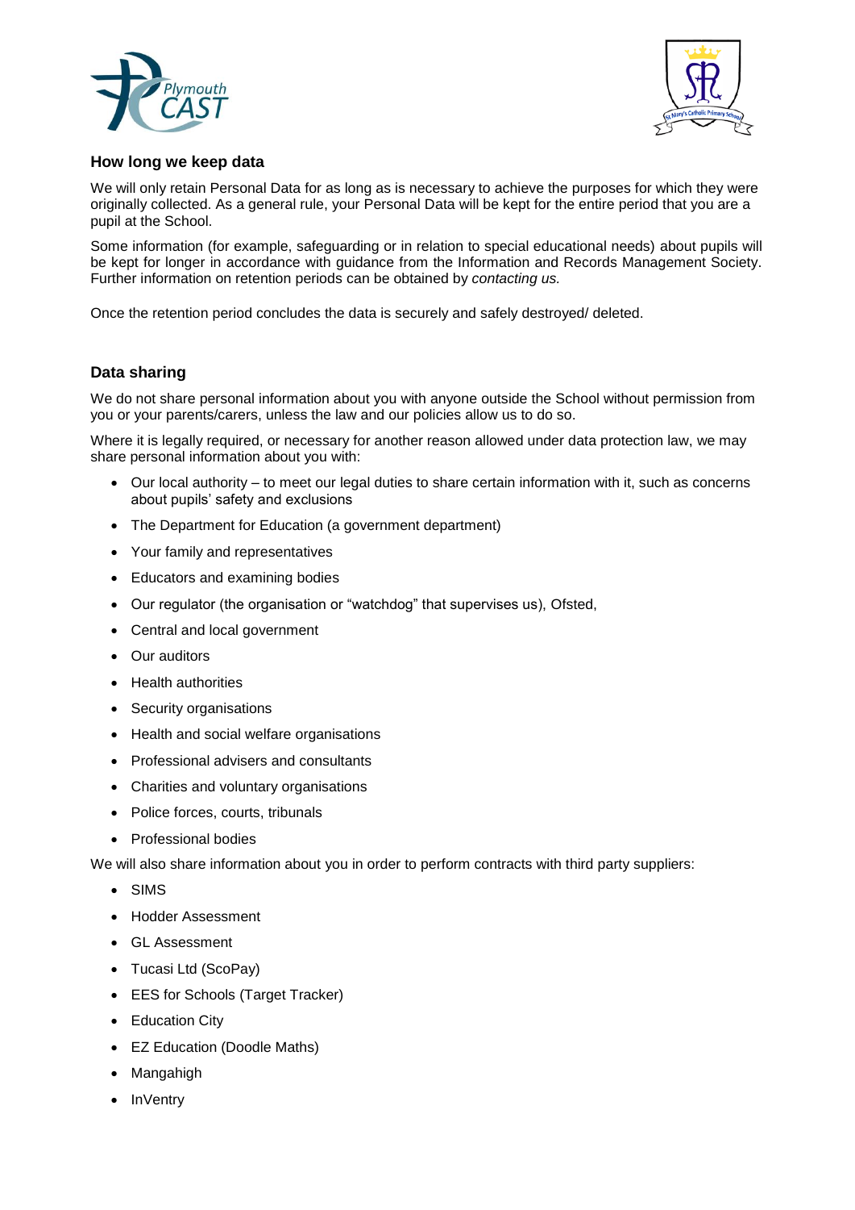## How long we keep data

We will only retain Personal Data for as long as is necessary to achieve the purposes for which they were originally collected. As a general rule, your Personal Data will be kept for the entire period that you are a pupil at the School.

Some information (for example, safeguarding or in relation to special educational needs) about pupils will be kept for longer in accordance with guidance from the Information and Records Management Society. Further information on retention periods can be obtained by *contacting us.*

Once the retention period concludes the data is securely and safely destroyed/ deleted.

## Data sharing

We do not share personal information about you with anyone outside the School without permission from you or your parents/carers, unless the law and our policies allow us to do so.

Where it is legally required, or necessary for another reason allowed under data protection law, we may share personal information about you with:

- Our local authority – to meet our legal duties to share certain information with it, such as concerns about pupils' safety and exclusions
- The Department for Education (a government department)
- Your family and representatives
- Educators and examining bodies
- Our regulator (the organisation or "watchdog" that supervises us), Ofsted,
- Central and local government
- Our auditors
- Health authorities
- Security organisations
- Health and social welfare organisations
- Professional advisers and consultants
- Charities and voluntary organisations
- Police forces, courts, tribunals
- Professional bodies

We will also share information about you in order to perform contracts with third party suppliers:

- SIMS
- Hodder Assessment
- GL Assessment
- Tucasi Ltd (ScoPay)
- EES for Schools (Target Tracker)
- Education City
- EZ Education (Doodle Maths)
- Mangahigh
- InVentry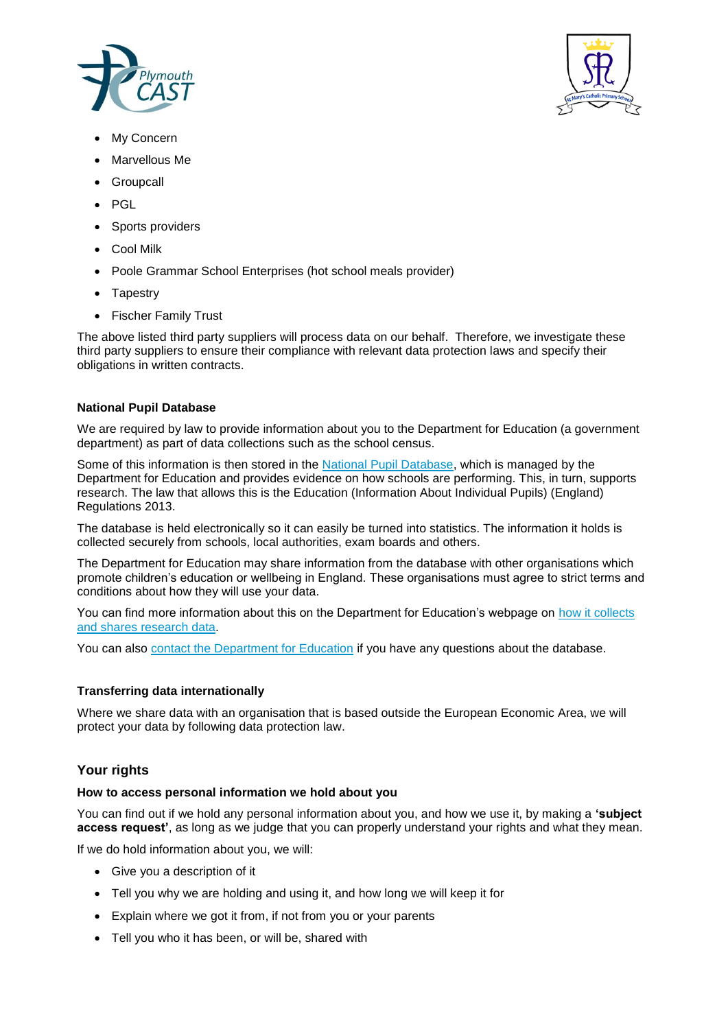- My Concern
- Marvellous Me
- Groupcall
- PGL
- Sports providers
- Cool Milk
- Poole Grammar School Enterprises (hot school meals provider)
- Tapestry
- Fischer Family Trust

The above listed third party suppliers will process data on our behalf. Therefore, we investigate these third party suppliers to ensure their compliance with relevant data protection laws and specify their obligations in written contracts.

**National Pupil Database**

We are required by law to provide information about you to the Department for Education (a government department) as part of data collections such as the school census.

Some of this information is then stored in the National Pupil Database, which is managed by the Department for Education and provides evidence on how schools are performing. This, in turn, supports research. The law that allows this is the Education (Information About Individual Pupils) (England) Regulations 2013.

The database is held electronically so it can easily be turned into statistics. The information it holds is collected securely from schools, local authorities, exam boards and others.

The Department for Education may share information from the database with other organisations which promote children's education or wellbeing in England. These organisations must agree to strict terms and conditions about how they will use your data.

You can find more information about this on the Department for Education's webpage on how it collects and shares research data.

You can also contact the Department for Education if you have any questions about the database.

**Transferring data internationally**

Where we share data with an organisation that is based outside the European Economic Area, we will protect your data by following data protection law.

## Your rights

**How to access personal information we hold about you**

You can find out if we hold any personal information about you, and how we use it, by making a **'subject access request'**, as long as we judge that you can properly understand your rights and what they mean.

If we do hold information about you, we will:

- Give you a description of it
- Tell you why we are holding and using it, and how long we will keep it for
- Explain where we got it from, if not from you or your parents
- Tell you who it has been, or will be, shared with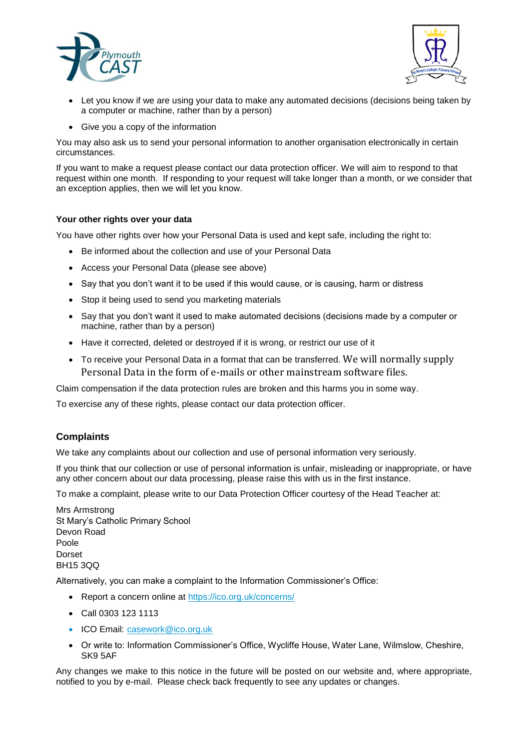- Let you know if we are using your data to make any automated decisions (decisions being taken by a computer or machine, rather than by a person)
- Give you a copy of the information

You may also ask us to send your personal information to another organisation electronically in certain circumstances.

If you want to make a request please contact our data protection officer. We will aim to respond to that request within one month. If responding to your request will take longer than a month, or we consider that an exception applies, then we will let you know.

#### Your other rights over your data

You have other rights over how your Personal Data is used and kept safe, including the right to:

- Be informed about the collection and use of your Personal Data
- Access your Personal Data (please see above)
- Say that you don't want it to be used if this would cause, or is causing, harm or distress
- Stop it being used to send you marketing materials
- Say that you don't want it used to make automated decisions (decisions made by a computer or machine, rather than by a person)
- Have it corrected, deleted or destroyed if it is wrong, or restrict our use of it
- To receive your Personal Data in a format that can be transferred. We will normally supply Personal Data in the form of e-mails or other mainstream software files.

Claim compensation if the data protection rules are broken and this harms you in some way.

To exercise any of these rights, please contact our data protection officer.

### Complaints

We take any complaints about our collection and use of personal information very seriously.

If you think that our collection or use of personal information is unfair, misleading or inappropriate, or have any other concern about our data processing, please raise this with us in the first instance.

To make a complaint, please write to our Data Protection Officer courtesy of the Head Teacher at:

Mrs Armstrong
St Mary's Catholic Primary School
Devon Road
Poole
Dorset
BH15 3QQ

Alternatively, you can make a complaint to the Information Commissioner's Office:

- Report a concern online at https://ico.org.uk/concerns/
- Call 0303 123 1113
- ICO Email: casework@ico.org.uk
- Or write to: Information Commissioner's Office, Wycliffe House, Water Lane, Wilmslow, Cheshire, SK9 5AF

Any changes we make to this notice in the future will be posted on our website and, where appropriate, notified to you by e-mail. Please check back frequently to see any updates or changes.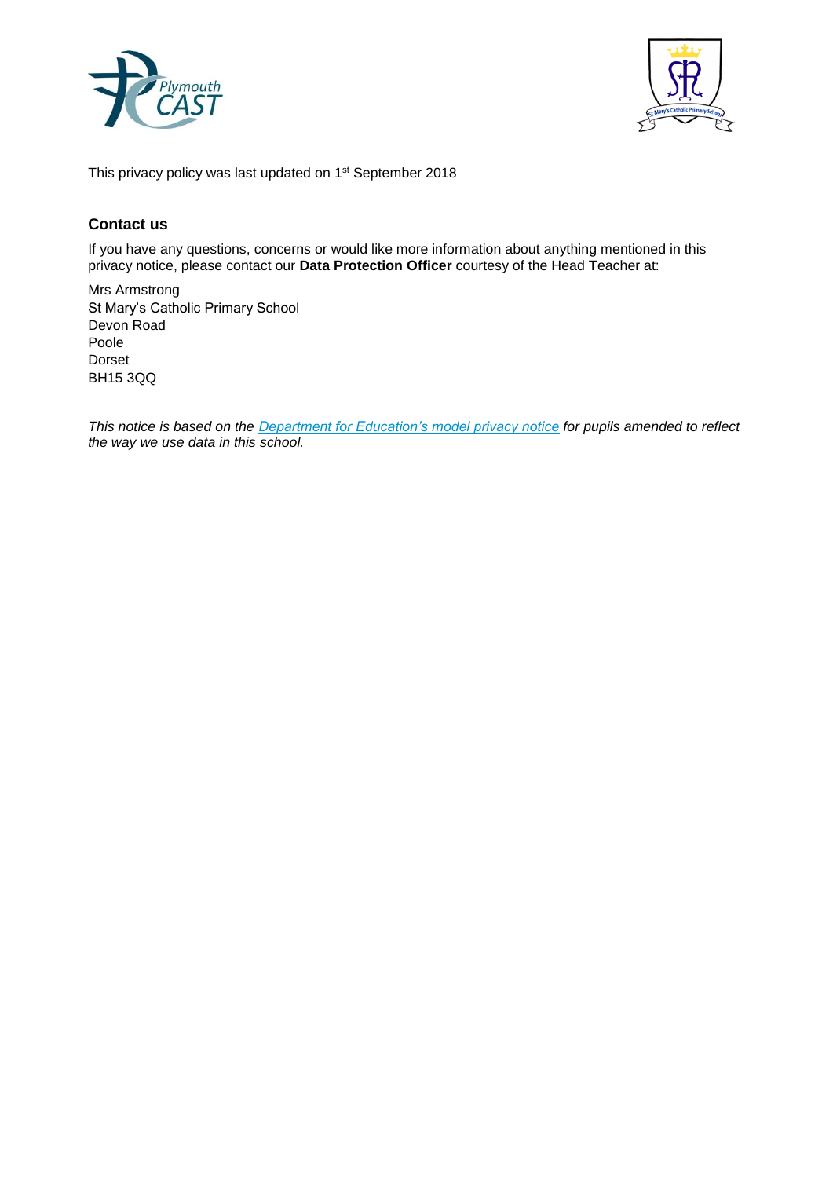This privacy policy was last updated on 1st September 2018

## Contact us

If you have any questions, concerns or would like more information about anything mentioned in this privacy notice, please contact our **Data Protection Officer** courtesy of the Head Teacher at:

Mrs Armstrong
St Mary's Catholic Primary School
Devon Road
Poole
Dorset
BH15 3QQ

*This notice is based on the [Department for Education's model privacy notice](#) for pupils amended to reflect the way we use data in this school.*